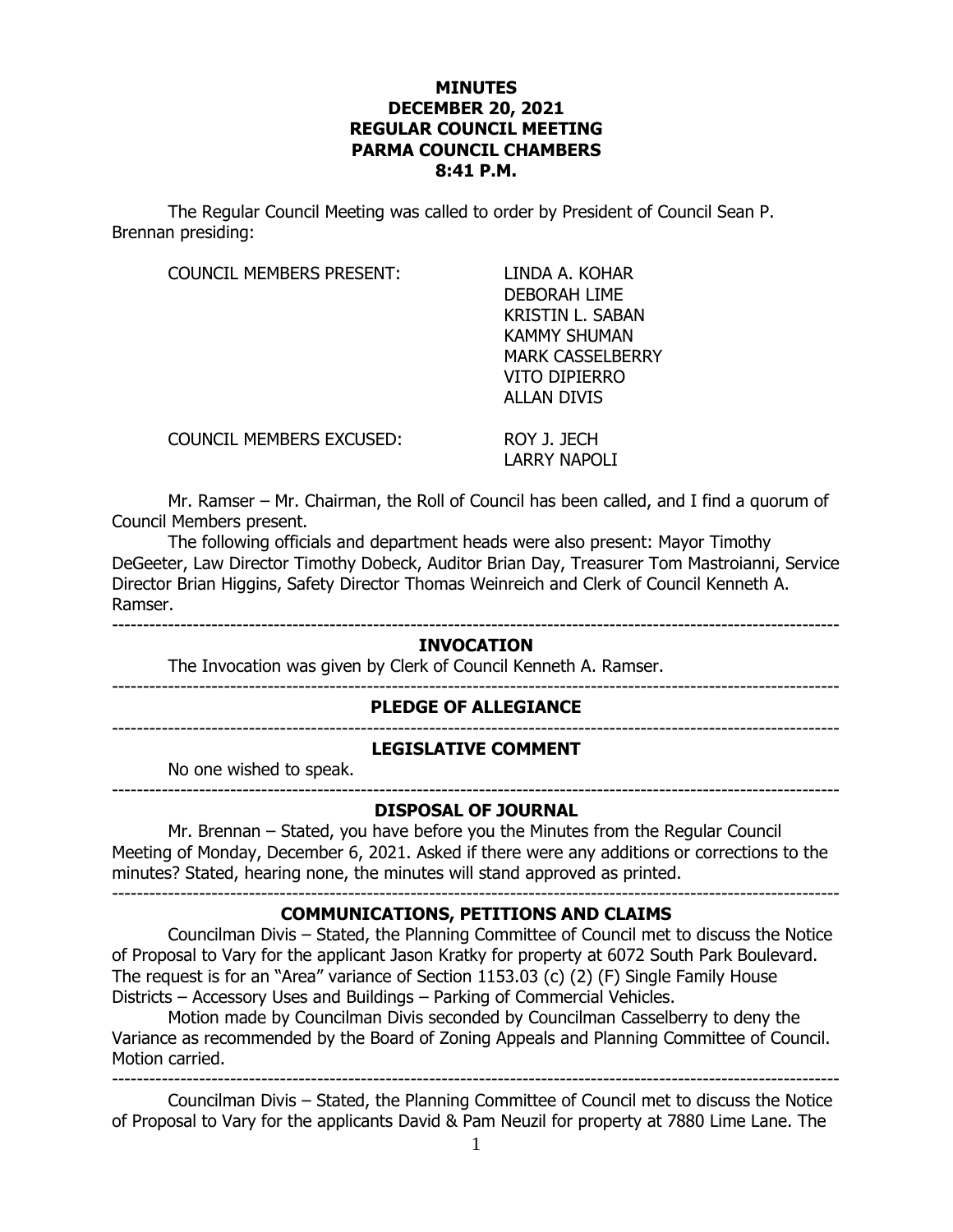# MINUTES
# DECEMBER 20, 2021
# REGULAR COUNCIL MEETING
# PARMA COUNCIL CHAMBERS
# 8:41 P.M.

The Regular Council Meeting was called to order by President of Council Sean P. Brennan presiding:

COUNCIL MEMBERS PRESENT: LINDA A. KOHAR
DEBORAH LIME
KRISTIN L. SABAN
KAMMY SHUMAN
MARK CASSELBERRY
VITO DIPIERRO
ALLAN DIVIS

COUNCIL MEMBERS EXCUSED: ROY J. JECH
LARRY NAPOLI

Mr. Ramser – Mr. Chairman, the Roll of Council has been called, and I find a quorum of Council Members present.

The following officials and department heads were also present: Mayor Timothy DeGeeter, Law Director Timothy Dobeck, Auditor Brian Day, Treasurer Tom Mastroianni, Service Director Brian Higgins, Safety Director Thomas Weinreich and Clerk of Council Kenneth A. Ramser.

---

## INVOCATION

The Invocation was given by Clerk of Council Kenneth A. Ramser.

---

## PLEDGE OF ALLEGIANCE

---

## LEGISLATIVE COMMENT

No one wished to speak.

---

## DISPOSAL OF JOURNAL

Mr. Brennan – Stated, you have before you the Minutes from the Regular Council Meeting of Monday, December 6, 2021. Asked if there were any additions or corrections to the minutes? Stated, hearing none, the minutes will stand approved as printed.

---

## COMMUNICATIONS, PETITIONS AND CLAIMS

Councilman Divis – Stated, the Planning Committee of Council met to discuss the Notice of Proposal to Vary for the applicant Jason Kratky for property at 6072 South Park Boulevard. The request is for an "Area" variance of Section 1153.03 (c) (2) (F) Single Family House Districts – Accessory Uses and Buildings – Parking of Commercial Vehicles.

Motion made by Councilman Divis seconded by Councilman Casselberry to deny the Variance as recommended by the Board of Zoning Appeals and Planning Committee of Council. Motion carried.

---

Councilman Divis – Stated, the Planning Committee of Council met to discuss the Notice of Proposal to Vary for the applicants David & Pam Neuzil for property at 7880 Lime Lane. The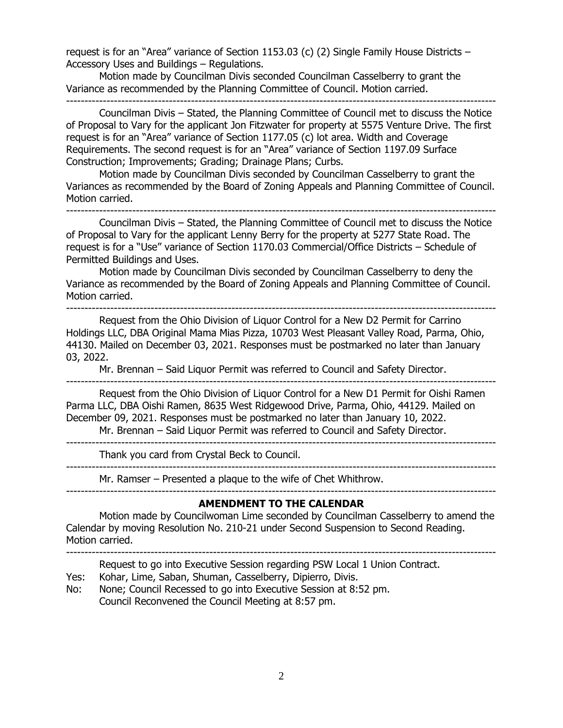request is for an "Area" variance of Section 1153.03 (c) (2) Single Family House Districts – Accessory Uses and Buildings – Regulations.

Motion made by Councilman Divis seconded Councilman Casselberry to grant the Variance as recommended by the Planning Committee of Council. Motion carried.

---

Councilman Divis – Stated, the Planning Committee of Council met to discuss the Notice of Proposal to Vary for the applicant Jon Fitzwater for property at 5575 Venture Drive. The first request is for an "Area" variance of Section 1177.05 (c) lot area. Width and Coverage Requirements. The second request is for an "Area" variance of Section 1197.09 Surface Construction; Improvements; Grading; Drainage Plans; Curbs.

Motion made by Councilman Divis seconded by Councilman Casselberry to grant the Variances as recommended by the Board of Zoning Appeals and Planning Committee of Council. Motion carried.

---

Councilman Divis – Stated, the Planning Committee of Council met to discuss the Notice of Proposal to Vary for the applicant Lenny Berry for the property at 5277 State Road. The request is for a "Use" variance of Section 1170.03 Commercial/Office Districts – Schedule of Permitted Buildings and Uses.

Motion made by Councilman Divis seconded by Councilman Casselberry to deny the Variance as recommended by the Board of Zoning Appeals and Planning Committee of Council. Motion carried.

---

Request from the Ohio Division of Liquor Control for a New D2 Permit for Carrino Holdings LLC, DBA Original Mama Mias Pizza, 10703 West Pleasant Valley Road, Parma, Ohio, 44130. Mailed on December 03, 2021. Responses must be postmarked no later than January 03, 2022.

Mr. Brennan – Said Liquor Permit was referred to Council and Safety Director.

---

Request from the Ohio Division of Liquor Control for a New D1 Permit for Oishi Ramen Parma LLC, DBA Oishi Ramen, 8635 West Ridgewood Drive, Parma, Ohio, 44129. Mailed on December 09, 2021. Responses must be postmarked no later than January 10, 2022.

Mr. Brennan – Said Liquor Permit was referred to Council and Safety Director.

---

Thank you card from Crystal Beck to Council.

---

Mr. Ramser – Presented a plaque to the wife of Chet Whithrow.

---

**AMENDMENT TO THE CALENDAR**

Motion made by Councilwoman Lime seconded by Councilman Casselberry to amend the Calendar by moving Resolution No. 210-21 under Second Suspension to Second Reading. Motion carried.

---

Request to go into Executive Session regarding PSW Local 1 Union Contract.

Yes: Kohar, Lime, Saban, Shuman, Casselberry, Dipierro, Divis.

No: None; Council Recessed to go into Executive Session at 8:52 pm.
Council Reconvened the Council Meeting at 8:57 pm.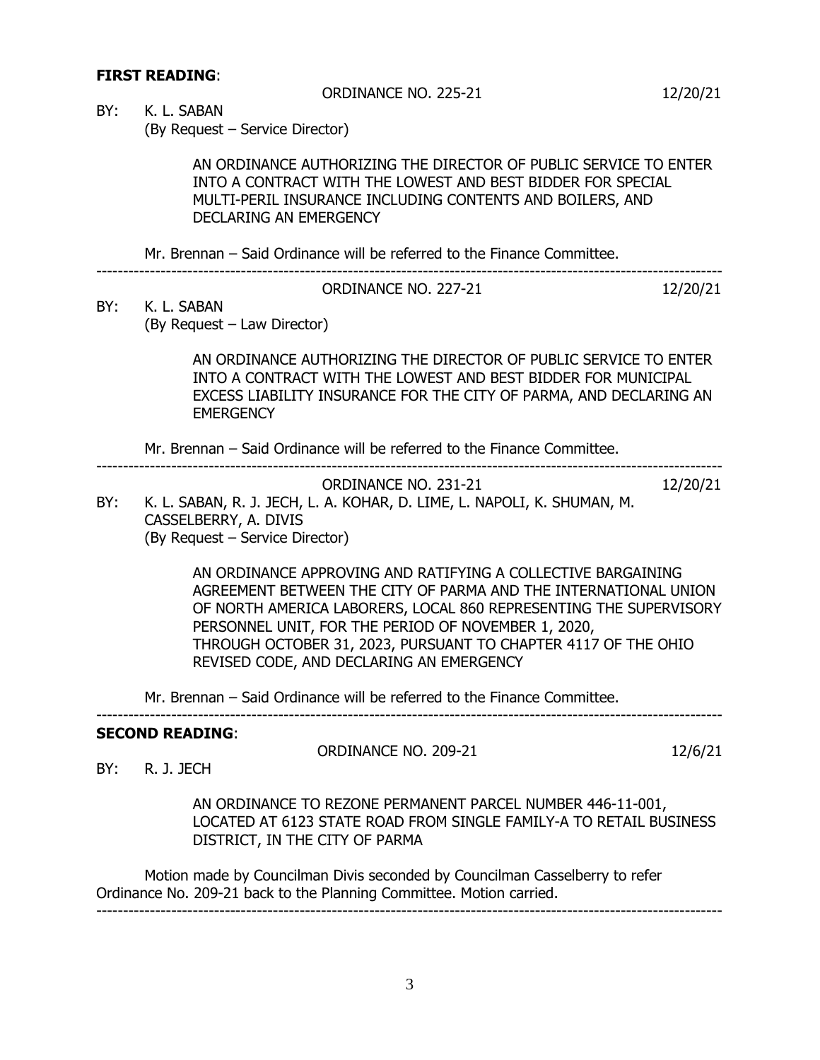**FIRST READING**:

ORDINANCE NO. 225-21 12/20/21

BY: K. L. SABAN
(By Request – Service Director)

AN ORDINANCE AUTHORIZING THE DIRECTOR OF PUBLIC SERVICE TO ENTER INTO A CONTRACT WITH THE LOWEST AND BEST BIDDER FOR SPECIAL MULTI-PERIL INSURANCE INCLUDING CONTENTS AND BOILERS, AND DECLARING AN EMERGENCY

Mr. Brennan – Said Ordinance will be referred to the Finance Committee.

---

ORDINANCE NO. 227-21 12/20/21

BY: K. L. SABAN
(By Request – Law Director)

AN ORDINANCE AUTHORIZING THE DIRECTOR OF PUBLIC SERVICE TO ENTER INTO A CONTRACT WITH THE LOWEST AND BEST BIDDER FOR MUNICIPAL EXCESS LIABILITY INSURANCE FOR THE CITY OF PARMA, AND DECLARING AN EMERGENCY

Mr. Brennan – Said Ordinance will be referred to the Finance Committee.

---

ORDINANCE NO. 231-21 12/20/21

BY: K. L. SABAN, R. J. JECH, L. A. KOHAR, D. LIME, L. NAPOLI, K. SHUMAN, M. CASSELBERRY, A. DIVIS
(By Request – Service Director)

AN ORDINANCE APPROVING AND RATIFYING A COLLECTIVE BARGAINING AGREEMENT BETWEEN THE CITY OF PARMA AND THE INTERNATIONAL UNION OF NORTH AMERICA LABORERS, LOCAL 860 REPRESENTING THE SUPERVISORY PERSONNEL UNIT, FOR THE PERIOD OF NOVEMBER 1, 2020, THROUGH OCTOBER 31, 2023, PURSUANT TO CHAPTER 4117 OF THE OHIO REVISED CODE, AND DECLARING AN EMERGENCY

Mr. Brennan – Said Ordinance will be referred to the Finance Committee.

---

**SECOND READING**:

ORDINANCE NO. 209-21 12/6/21

BY: R. J. JECH

AN ORDINANCE TO REZONE PERMANENT PARCEL NUMBER 446-11-001, LOCATED AT 6123 STATE ROAD FROM SINGLE FAMILY-A TO RETAIL BUSINESS DISTRICT, IN THE CITY OF PARMA

Motion made by Councilman Divis seconded by Councilman Casselberry to refer Ordinance No. 209-21 back to the Planning Committee. Motion carried.

---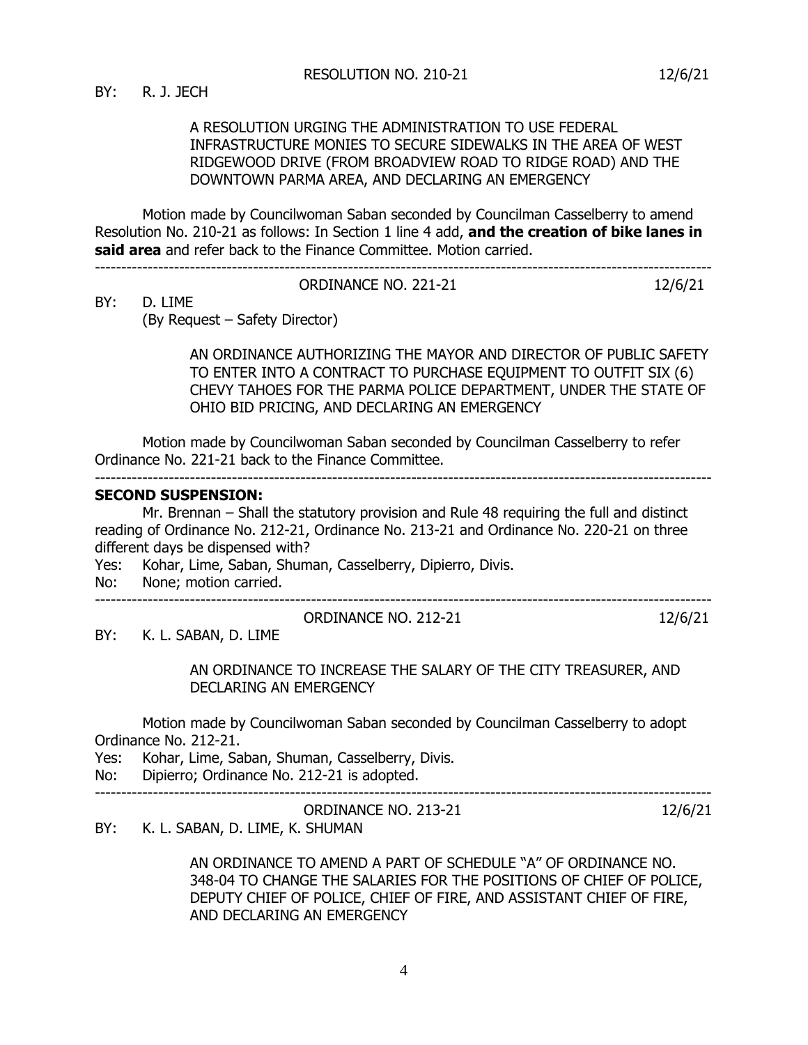RESOLUTION NO. 210-21 12/6/21

BY: R. J. JECH

A RESOLUTION URGING THE ADMINISTRATION TO USE FEDERAL INFRASTRUCTURE MONIES TO SECURE SIDEWALKS IN THE AREA OF WEST RIDGEWOOD DRIVE (FROM BROADVIEW ROAD TO RIDGE ROAD) AND THE DOWNTOWN PARMA AREA, AND DECLARING AN EMERGENCY

Motion made by Councilwoman Saban seconded by Councilman Casselberry to amend Resolution No. 210-21 as follows: In Section 1 line 4 add, **and the creation of bike lanes in said area** and refer back to the Finance Committee. Motion carried.

---

ORDINANCE NO. 221-21 12/6/21

BY: D. LIME
(By Request – Safety Director)

AN ORDINANCE AUTHORIZING THE MAYOR AND DIRECTOR OF PUBLIC SAFETY TO ENTER INTO A CONTRACT TO PURCHASE EQUIPMENT TO OUTFIT SIX (6) CHEVY TAHOES FOR THE PARMA POLICE DEPARTMENT, UNDER THE STATE OF OHIO BID PRICING, AND DECLARING AN EMERGENCY

Motion made by Councilwoman Saban seconded by Councilman Casselberry to refer Ordinance No. 221-21 back to the Finance Committee.

---

**SECOND SUSPENSION:**

Mr. Brennan – Shall the statutory provision and Rule 48 requiring the full and distinct reading of Ordinance No. 212-21, Ordinance No. 213-21 and Ordinance No. 220-21 on three different days be dispensed with?

Yes: Kohar, Lime, Saban, Shuman, Casselberry, Dipierro, Divis.
No: None; motion carried.

---

ORDINANCE NO. 212-21 12/6/21

BY: K. L. SABAN, D. LIME

AN ORDINANCE TO INCREASE THE SALARY OF THE CITY TREASURER, AND DECLARING AN EMERGENCY

Motion made by Councilwoman Saban seconded by Councilman Casselberry to adopt Ordinance No. 212-21.

Yes: Kohar, Lime, Saban, Shuman, Casselberry, Divis.
No: Dipierro; Ordinance No. 212-21 is adopted.

---

ORDINANCE NO. 213-21 12/6/21

BY: K. L. SABAN, D. LIME, K. SHUMAN

AN ORDINANCE TO AMEND A PART OF SCHEDULE "A" OF ORDINANCE NO. 348-04 TO CHANGE THE SALARIES FOR THE POSITIONS OF CHIEF OF POLICE, DEPUTY CHIEF OF POLICE, CHIEF OF FIRE, AND ASSISTANT CHIEF OF FIRE, AND DECLARING AN EMERGENCY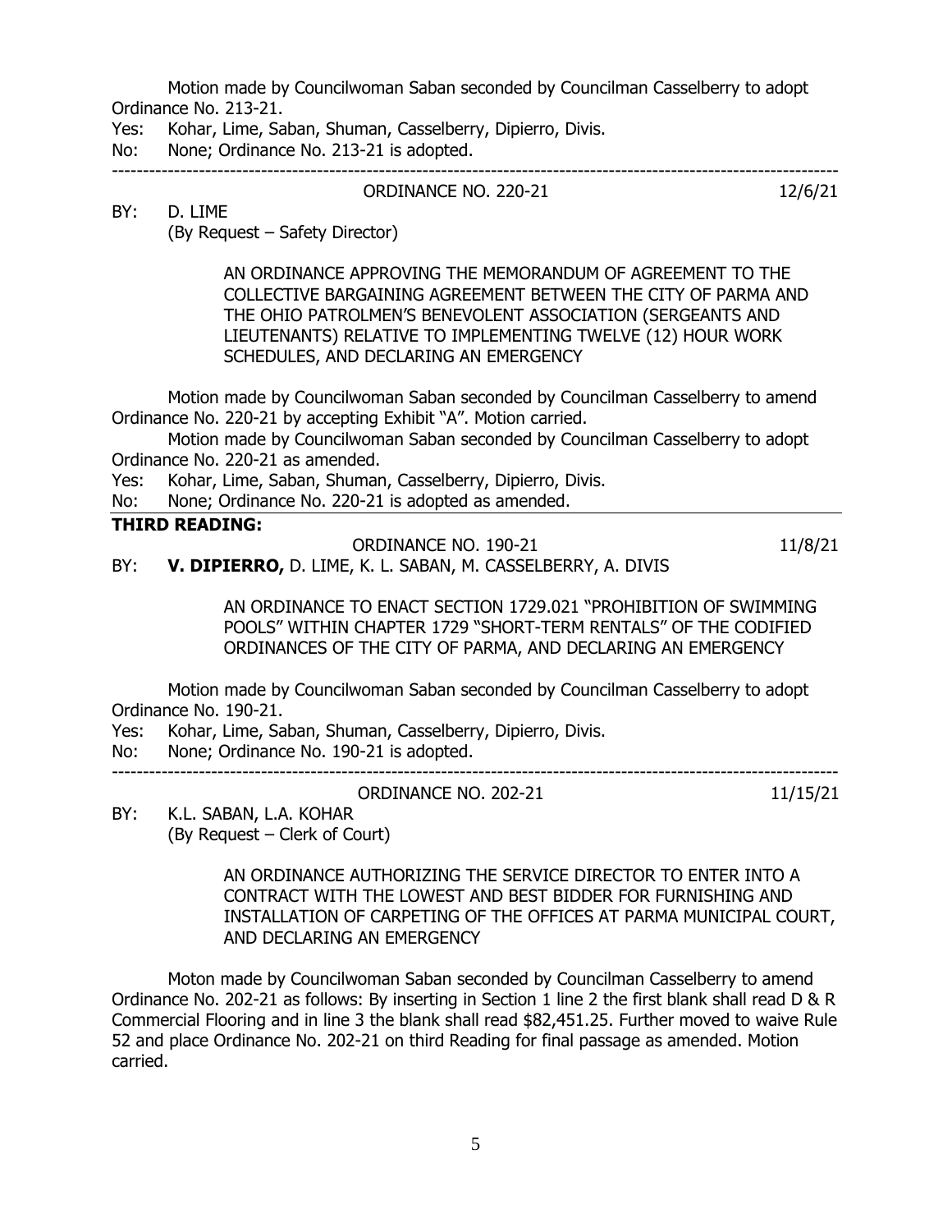Motion made by Councilwoman Saban seconded by Councilman Casselberry to adopt Ordinance No. 213-21.

Yes: Kohar, Lime, Saban, Shuman, Casselberry, Dipierro, Divis.

No: None; Ordinance No. 213-21 is adopted.

---

ORDINANCE NO. 220-21 12/6/21

BY: D. LIME
(By Request – Safety Director)

AN ORDINANCE APPROVING THE MEMORANDUM OF AGREEMENT TO THE COLLECTIVE BARGAINING AGREEMENT BETWEEN THE CITY OF PARMA AND THE OHIO PATROLMEN'S BENEVOLENT ASSOCIATION (SERGEANTS AND LIEUTENANTS) RELATIVE TO IMPLEMENTING TWELVE (12) HOUR WORK SCHEDULES, AND DECLARING AN EMERGENCY

Motion made by Councilwoman Saban seconded by Councilman Casselberry to amend Ordinance No. 220-21 by accepting Exhibit "A". Motion carried.

Motion made by Councilwoman Saban seconded by Councilman Casselberry to adopt Ordinance No. 220-21 as amended.

Yes: Kohar, Lime, Saban, Shuman, Casselberry, Dipierro, Divis.

No: None; Ordinance No. 220-21 is adopted as amended.

---

**THIRD READING:**

ORDINANCE NO. 190-21 11/8/21

BY: **V. DIPIERRO,** D. LIME, K. L. SABAN, M. CASSELBERRY, A. DIVIS

AN ORDINANCE TO ENACT SECTION 1729.021 "PROHIBITION OF SWIMMING POOLS" WITHIN CHAPTER 1729 "SHORT-TERM RENTALS" OF THE CODIFIED ORDINANCES OF THE CITY OF PARMA, AND DECLARING AN EMERGENCY

Motion made by Councilwoman Saban seconded by Councilman Casselberry to adopt Ordinance No. 190-21.

Yes: Kohar, Lime, Saban, Shuman, Casselberry, Dipierro, Divis.

No: None; Ordinance No. 190-21 is adopted.

---

ORDINANCE NO. 202-21 11/15/21

BY: K.L. SABAN, L.A. KOHAR
(By Request – Clerk of Court)

AN ORDINANCE AUTHORIZING THE SERVICE DIRECTOR TO ENTER INTO A CONTRACT WITH THE LOWEST AND BEST BIDDER FOR FURNISHING AND INSTALLATION OF CARPETING OF THE OFFICES AT PARMA MUNICIPAL COURT, AND DECLARING AN EMERGENCY

Moton made by Councilwoman Saban seconded by Councilman Casselberry to amend Ordinance No. 202-21 as follows: By inserting in Section 1 line 2 the first blank shall read D & R Commercial Flooring and in line 3 the blank shall read $82,451.25. Further moved to waive Rule 52 and place Ordinance No. 202-21 on third Reading for final passage as amended. Motion carried.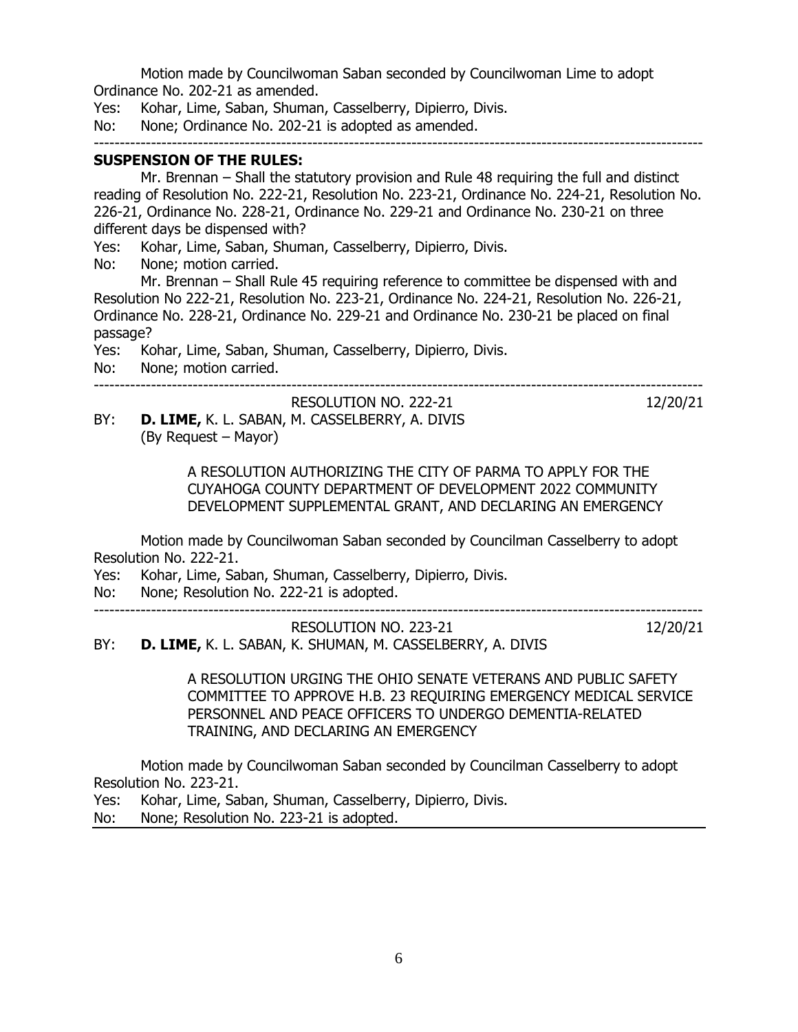Motion made by Councilwoman Saban seconded by Councilwoman Lime to adopt Ordinance No. 202-21 as amended.

Yes: Kohar, Lime, Saban, Shuman, Casselberry, Dipierro, Divis.

No: None; Ordinance No. 202-21 is adopted as amended.

---

**SUSPENSION OF THE RULES:**

Mr. Brennan – Shall the statutory provision and Rule 48 requiring the full and distinct reading of Resolution No. 222-21, Resolution No. 223-21, Ordinance No. 224-21, Resolution No. 226-21, Ordinance No. 228-21, Ordinance No. 229-21 and Ordinance No. 230-21 on three different days be dispensed with?

Yes: Kohar, Lime, Saban, Shuman, Casselberry, Dipierro, Divis.

No: None; motion carried.

Mr. Brennan – Shall Rule 45 requiring reference to committee be dispensed with and Resolution No 222-21, Resolution No. 223-21, Ordinance No. 224-21, Resolution No. 226-21, Ordinance No. 228-21, Ordinance No. 229-21 and Ordinance No. 230-21 be placed on final passage?

Yes: Kohar, Lime, Saban, Shuman, Casselberry, Dipierro, Divis.

No: None; motion carried.

---

RESOLUTION NO. 222-21 12/20/21

BY: **D. LIME,** K. L. SABAN, M. CASSELBERRY, A. DIVIS
(By Request – Mayor)

A RESOLUTION AUTHORIZING THE CITY OF PARMA TO APPLY FOR THE CUYAHOGA COUNTY DEPARTMENT OF DEVELOPMENT 2022 COMMUNITY DEVELOPMENT SUPPLEMENTAL GRANT, AND DECLARING AN EMERGENCY

Motion made by Councilwoman Saban seconded by Councilman Casselberry to adopt Resolution No. 222-21.

Yes: Kohar, Lime, Saban, Shuman, Casselberry, Dipierro, Divis.

No: None; Resolution No. 222-21 is adopted.

---

RESOLUTION NO. 223-21 12/20/21

BY: **D. LIME,** K. L. SABAN, K. SHUMAN, M. CASSELBERRY, A. DIVIS

A RESOLUTION URGING THE OHIO SENATE VETERANS AND PUBLIC SAFETY COMMITTEE TO APPROVE H.B. 23 REQUIRING EMERGENCY MEDICAL SERVICE PERSONNEL AND PEACE OFFICERS TO UNDERGO DEMENTIA-RELATED TRAINING, AND DECLARING AN EMERGENCY

Motion made by Councilwoman Saban seconded by Councilman Casselberry to adopt Resolution No. 223-21.

Yes: Kohar, Lime, Saban, Shuman, Casselberry, Dipierro, Divis.

No: None; Resolution No. 223-21 is adopted.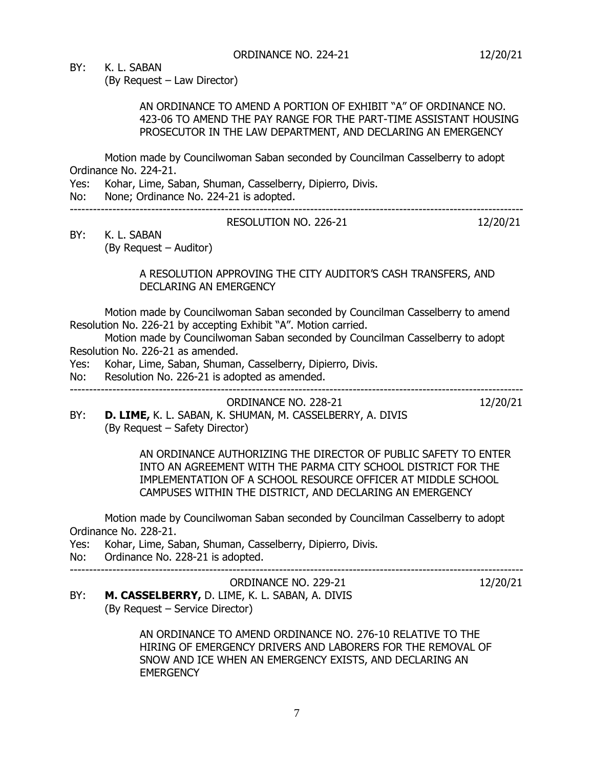ORDINANCE NO. 224-21 12/20/21

BY: K. L. SABAN
(By Request – Law Director)

AN ORDINANCE TO AMEND A PORTION OF EXHIBIT "A" OF ORDINANCE NO. 423-06 TO AMEND THE PAY RANGE FOR THE PART-TIME ASSISTANT HOUSING PROSECUTOR IN THE LAW DEPARTMENT, AND DECLARING AN EMERGENCY

Motion made by Councilwoman Saban seconded by Councilman Casselberry to adopt Ordinance No. 224-21.

Yes: Kohar, Lime, Saban, Shuman, Casselberry, Dipierro, Divis.
No: None; Ordinance No. 224-21 is adopted.

---

RESOLUTION NO. 226-21 12/20/21

BY: K. L. SABAN
(By Request – Auditor)

A RESOLUTION APPROVING THE CITY AUDITOR'S CASH TRANSFERS, AND DECLARING AN EMERGENCY

Motion made by Councilwoman Saban seconded by Councilman Casselberry to amend Resolution No. 226-21 by accepting Exhibit "A". Motion carried.

Motion made by Councilwoman Saban seconded by Councilman Casselberry to adopt Resolution No. 226-21 as amended.

Yes: Kohar, Lime, Saban, Shuman, Casselberry, Dipierro, Divis.
No: Resolution No. 226-21 is adopted as amended.

---

ORDINANCE NO. 228-21 12/20/21

BY: **D. LIME,** K. L. SABAN, K. SHUMAN, M. CASSELBERRY, A. DIVIS
(By Request – Safety Director)

AN ORDINANCE AUTHORIZING THE DIRECTOR OF PUBLIC SAFETY TO ENTER INTO AN AGREEMENT WITH THE PARMA CITY SCHOOL DISTRICT FOR THE IMPLEMENTATION OF A SCHOOL RESOURCE OFFICER AT MIDDLE SCHOOL CAMPUSES WITHIN THE DISTRICT, AND DECLARING AN EMERGENCY

Motion made by Councilwoman Saban seconded by Councilman Casselberry to adopt Ordinance No. 228-21.

Yes: Kohar, Lime, Saban, Shuman, Casselberry, Dipierro, Divis.
No: Ordinance No. 228-21 is adopted.

---

ORDINANCE NO. 229-21 12/20/21

BY: **M. CASSELBERRY,** D. LIME, K. L. SABAN, A. DIVIS
(By Request – Service Director)

AN ORDINANCE TO AMEND ORDINANCE NO. 276-10 RELATIVE TO THE HIRING OF EMERGENCY DRIVERS AND LABORERS FOR THE REMOVAL OF SNOW AND ICE WHEN AN EMERGENCY EXISTS, AND DECLARING AN EMERGENCY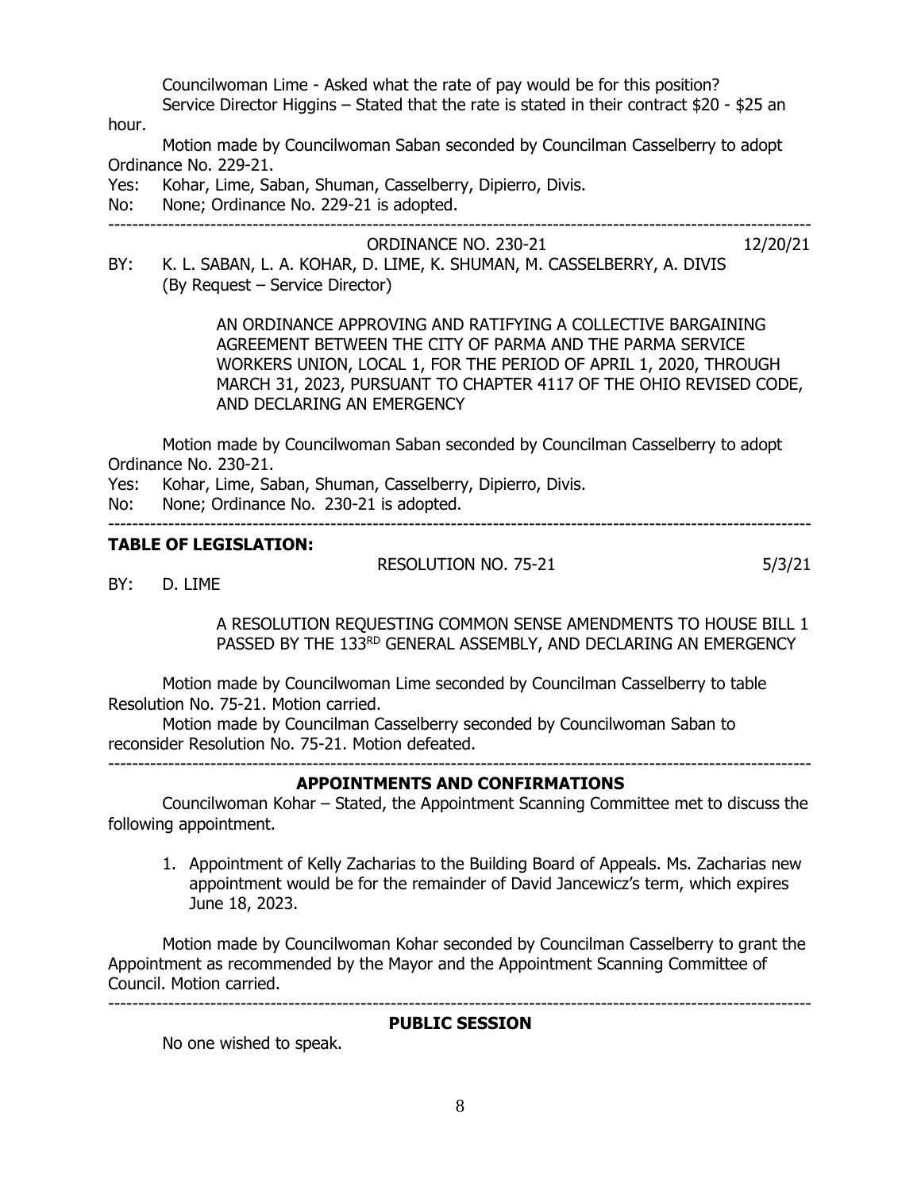Councilwoman Lime - Asked what the rate of pay would be for this position?

Service Director Higgins – Stated that the rate is stated in their contract $20 - $25 an hour.

Motion made by Councilwoman Saban seconded by Councilman Casselberry to adopt Ordinance No. 229-21.

Yes: Kohar, Lime, Saban, Shuman, Casselberry, Dipierro, Divis.

No: None; Ordinance No. 229-21 is adopted.

---

ORDINANCE NO. 230-21 12/20/21

BY: K. L. SABAN, L. A. KOHAR, D. LIME, K. SHUMAN, M. CASSELBERRY, A. DIVIS (By Request – Service Director)

AN ORDINANCE APPROVING AND RATIFYING A COLLECTIVE BARGAINING AGREEMENT BETWEEN THE CITY OF PARMA AND THE PARMA SERVICE WORKERS UNION, LOCAL 1, FOR THE PERIOD OF APRIL 1, 2020, THROUGH MARCH 31, 2023, PURSUANT TO CHAPTER 4117 OF THE OHIO REVISED CODE, AND DECLARING AN EMERGENCY

Motion made by Councilwoman Saban seconded by Councilman Casselberry to adopt Ordinance No. 230-21.

Yes: Kohar, Lime, Saban, Shuman, Casselberry, Dipierro, Divis.

No: None; Ordinance No. 230-21 is adopted.

---

**TABLE OF LEGISLATION:**

RESOLUTION NO. 75-21 5/3/21

BY: D. LIME

A RESOLUTION REQUESTING COMMON SENSE AMENDMENTS TO HOUSE BILL 1 PASSED BY THE 133RD GENERAL ASSEMBLY, AND DECLARING AN EMERGENCY

Motion made by Councilwoman Lime seconded by Councilman Casselberry to table Resolution No. 75-21. Motion carried.

Motion made by Councilman Casselberry seconded by Councilwoman Saban to reconsider Resolution No. 75-21. Motion defeated.

---

**APPOINTMENTS AND CONFIRMATIONS**

Councilwoman Kohar – Stated, the Appointment Scanning Committee met to discuss the following appointment.

1. Appointment of Kelly Zacharias to the Building Board of Appeals. Ms. Zacharias new appointment would be for the remainder of David Jancewicz's term, which expires June 18, 2023.

Motion made by Councilwoman Kohar seconded by Councilman Casselberry to grant the Appointment as recommended by the Mayor and the Appointment Scanning Committee of Council. Motion carried.

---

**PUBLIC SESSION**

No one wished to speak.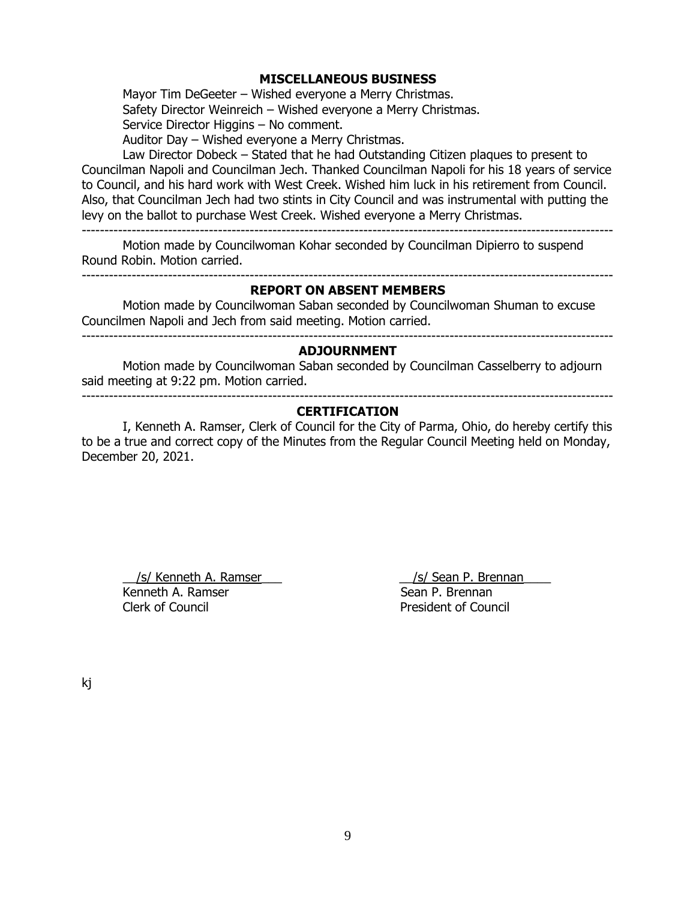## MISCELLANEOUS BUSINESS

Mayor Tim DeGeeter – Wished everyone a Merry Christmas.

Safety Director Weinreich – Wished everyone a Merry Christmas.

Service Director Higgins – No comment.

Auditor Day – Wished everyone a Merry Christmas.

Law Director Dobeck – Stated that he had Outstanding Citizen plaques to present to Councilman Napoli and Councilman Jech. Thanked Councilman Napoli for his 18 years of service to Council, and his hard work with West Creek. Wished him luck in his retirement from Council. Also, that Councilman Jech had two stints in City Council and was instrumental with putting the levy on the ballot to purchase West Creek. Wished everyone a Merry Christmas.

---

Motion made by Councilwoman Kohar seconded by Councilman Dipierro to suspend Round Robin. Motion carried.

---

## REPORT ON ABSENT MEMBERS

Motion made by Councilwoman Saban seconded by Councilwoman Shuman to excuse Councilmen Napoli and Jech from said meeting. Motion carried.

---

## ADJOURNMENT

Motion made by Councilwoman Saban seconded by Councilman Casselberry to adjourn said meeting at 9:22 pm. Motion carried.

---

## CERTIFICATION

I, Kenneth A. Ramser, Clerk of Council for the City of Parma, Ohio, do hereby certify this to be a true and correct copy of the Minutes from the Regular Council Meeting held on Monday, December 20, 2021.

| | |
|---|---|
| /s/ Kenneth A. Ramser | /s/ Sean P. Brennan |
| Kenneth A. Ramser | Sean P. Brennan |
| Clerk of Council | President of Council |

kj